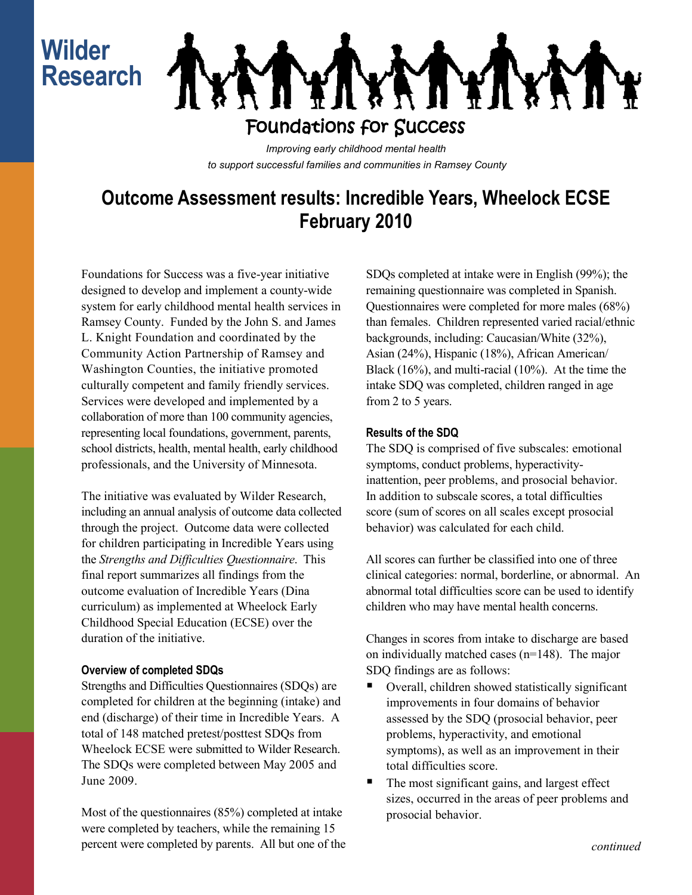Wilder Research

Foundations for Success

*Improving early childhood mental health to support successful families and communities in Ramsey County*

# Outcome Assessment results: Incredible Years, Wheelock ECSE February 2010

Foundations for Success was a five-year initiative designed to develop and implement a county-wide system for early childhood mental health services in Ramsey County. Funded by the John S. and James L. Knight Foundation and coordinated by the Community Action Partnership of Ramsey and Washington Counties, the initiative promoted culturally competent and family friendly services. Services were developed and implemented by a collaboration of more than 100 community agencies, representing local foundations, government, parents, school districts, health, mental health, early childhood professionals, and the University of Minnesota.

The initiative was evaluated by Wilder Research, including an annual analysis of outcome data collected through the project. Outcome data were collected for children participating in Incredible Years using the *Strengths and Difficulties Questionnaire*. This final report summarizes all findings from the outcome evaluation of Incredible Years (Dina curriculum) as implemented at Wheelock Early Childhood Special Education (ECSE) over the duration of the initiative.

### Overview of completed SDQs

Strengths and Difficulties Questionnaires (SDQs) are completed for children at the beginning (intake) and end (discharge) of their time in Incredible Years. A total of 148 matched pretest/posttest SDQs from Wheelock ECSE were submitted to Wilder Research. The SDQs were completed between May 2005 and June 2009.

Most of the questionnaires (85%) completed at intake were completed by teachers, while the remaining 15 percent were completed by parents. All but one of the SDQs completed at intake were in English (99%); the remaining questionnaire was completed in Spanish. Questionnaires were completed for more males (68%) than females. Children represented varied racial/ethnic backgrounds, including: Caucasian/White (32%), Asian (24%), Hispanic (18%), African American/ Black (16%), and multi-racial (10%). At the time the intake SDQ was completed, children ranged in age from 2 to 5 years.

### Results of the SDQ

The SDQ is comprised of five subscales: emotional symptoms, conduct problems, hyperactivity-inattention, peer problems, and prosocial behavior. In addition to subscale scores, a total difficulties score (sum of scores on all scales except prosocial behavior) was calculated for each child.

All scores can further be classified into one of three clinical categories: normal, borderline, or abnormal. An abnormal total difficulties score can be used to identify children who may have mental health concerns.

Changes in scores from intake to discharge are based on individually matched cases (n=148). The major SDQ findings are as follows:

- Overall, children showed statistically significant improvements in four domains of behavior assessed by the SDQ (prosocial behavior, peer problems, hyperactivity, and emotional symptoms), as well as an improvement in their total difficulties score.
- The most significant gains, and largest effect sizes, occurred in the areas of peer problems and prosocial behavior.

*continued*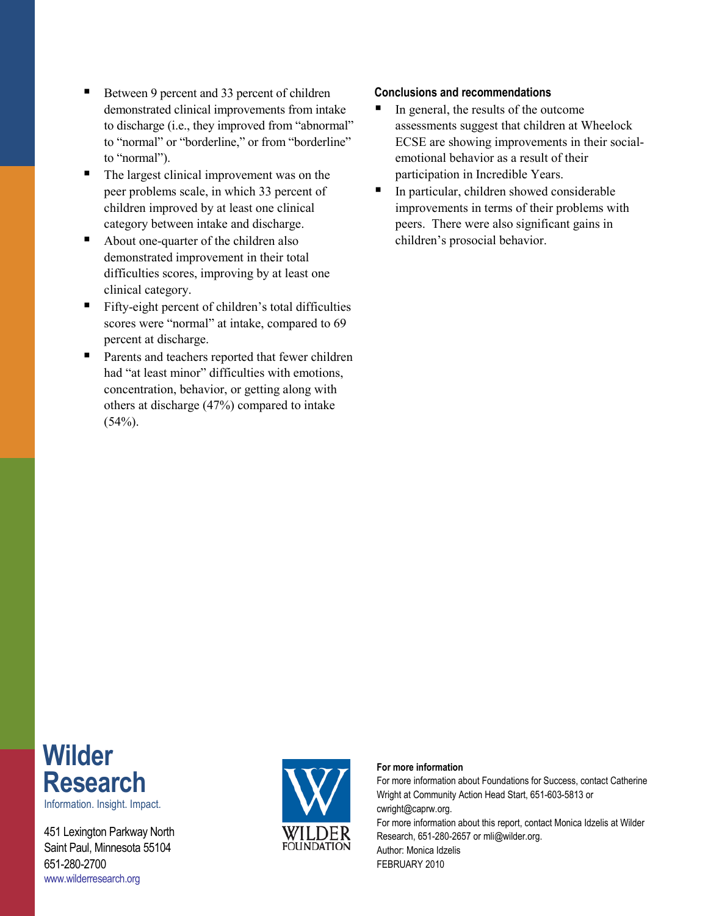- Between 9 percent and 33 percent of children demonstrated clinical improvements from intake to discharge (i.e., they improved from "abnormal" to "normal" or "borderline," or from "borderline" to "normal").
- The largest clinical improvement was on the peer problems scale, in which 33 percent of children improved by at least one clinical category between intake and discharge.
- About one-quarter of the children also demonstrated improvement in their total difficulties scores, improving by at least one clinical category.
- Fifty-eight percent of children's total difficulties scores were "normal" at intake, compared to 69 percent at discharge.
- Parents and teachers reported that fewer children had "at least minor" difficulties with emotions, concentration, behavior, or getting along with others at discharge (47%) compared to intake (54%).

**Conclusions and recommendations**

- In general, the results of the outcome assessments suggest that children at Wheelock ECSE are showing improvements in their social-emotional behavior as a result of their participation in Incredible Years.
- In particular, children showed considerable improvements in terms of their problems with peers. There were also significant gains in children's prosocial behavior.

**Wilder Research**
Information. Insight. Impact.

451 Lexington Parkway North
Saint Paul, Minnesota 55104
651-280-2700
www.wilderresearch.org

WILDER FOUNDATION

**For more information**

For more information about Foundations for Success, contact Catherine Wright at Community Action Head Start, 651-603-5813 or cwright@caprw.org.

For more information about this report, contact Monica Idzelis at Wilder Research, 651-280-2657 or mli@wilder.org.

Author: Monica Idzelis

FEBRUARY 2010